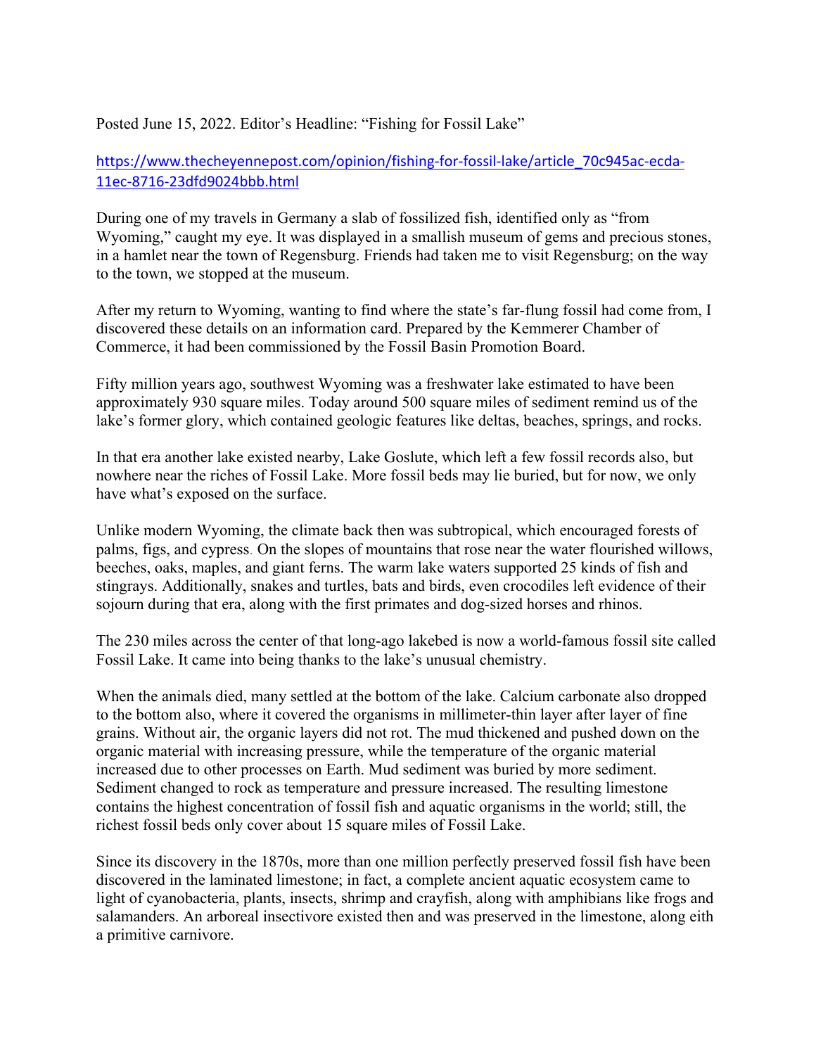Posted June 15, 2022. Editor's Headline: "Fishing for Fossil Lake"

https://www.thecheyennepost.com/opinion/fishing-for-fossil-lake/article_70c945ac-ecda-11ec-8716-23dfd9024bbb.html

During one of my travels in Germany a slab of fossilized fish, identified only as "from Wyoming," caught my eye. It was displayed in a smallish museum of gems and precious stones, in a hamlet near the town of Regensburg. Friends had taken me to visit Regensburg; on the way to the town, we stopped at the museum.

After my return to Wyoming, wanting to find where the state's far-flung fossil had come from, I discovered these details on an information card. Prepared by the Kemmerer Chamber of Commerce, it had been commissioned by the Fossil Basin Promotion Board.

Fifty million years ago, southwest Wyoming was a freshwater lake estimated to have been approximately 930 square miles. Today around 500 square miles of sediment remind us of the lake's former glory, which contained geologic features like deltas, beaches, springs, and rocks.

In that era another lake existed nearby, Lake Goslute, which left a few fossil records also, but nowhere near the riches of Fossil Lake. More fossil beds may lie buried, but for now, we only have what's exposed on the surface.

Unlike modern Wyoming, the climate back then was subtropical, which encouraged forests of palms, figs, and cypress. On the slopes of mountains that rose near the water flourished willows, beeches, oaks, maples, and giant ferns. The warm lake waters supported 25 kinds of fish and stingrays. Additionally, snakes and turtles, bats and birds, even crocodiles left evidence of their sojourn during that era, along with the first primates and dog-sized horses and rhinos.

The 230 miles across the center of that long-ago lakebed is now a world-famous fossil site called Fossil Lake. It came into being thanks to the lake's unusual chemistry.

When the animals died, many settled at the bottom of the lake. Calcium carbonate also dropped to the bottom also, where it covered the organisms in millimeter-thin layer after layer of fine grains. Without air, the organic layers did not rot. The mud thickened and pushed down on the organic material with increasing pressure, while the temperature of the organic material increased due to other processes on Earth. Mud sediment was buried by more sediment. Sediment changed to rock as temperature and pressure increased. The resulting limestone contains the highest concentration of fossil fish and aquatic organisms in the world; still, the richest fossil beds only cover about 15 square miles of Fossil Lake.

Since its discovery in the 1870s, more than one million perfectly preserved fossil fish have been discovered in the laminated limestone; in fact, a complete ancient aquatic ecosystem came to light of cyanobacteria, plants, insects, shrimp and crayfish, along with amphibians like frogs and salamanders. An arboreal insectivore existed then and was preserved in the limestone, along eith a primitive carnivore.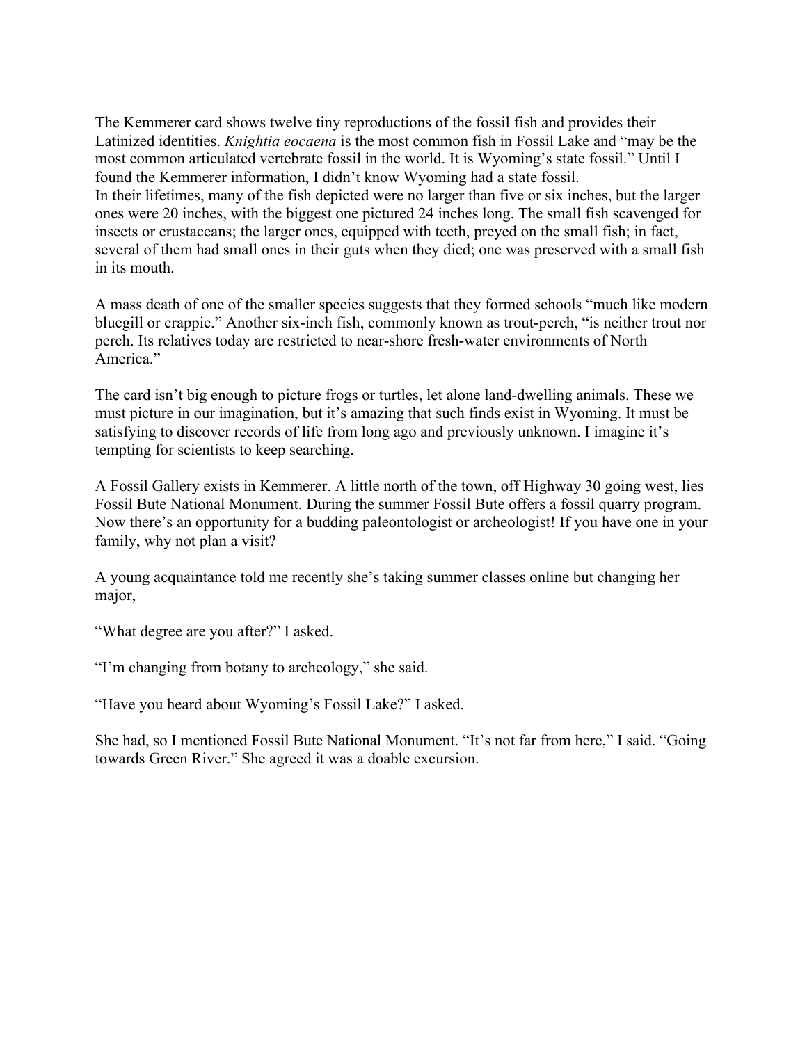The Kemmerer card shows twelve tiny reproductions of the fossil fish and provides their Latinized identities. *Knightia eocaena* is the most common fish in Fossil Lake and "may be the most common articulated vertebrate fossil in the world. It is Wyoming's state fossil." Until I found the Kemmerer information, I didn't know Wyoming had a state fossil.
In their lifetimes, many of the fish depicted were no larger than five or six inches, but the larger ones were 20 inches, with the biggest one pictured 24 inches long. The small fish scavenged for insects or crustaceans; the larger ones, equipped with teeth, preyed on the small fish; in fact, several of them had small ones in their guts when they died; one was preserved with a small fish in its mouth.

A mass death of one of the smaller species suggests that they formed schools "much like modern bluegill or crappie." Another six-inch fish, commonly known as trout-perch, "is neither trout nor perch. Its relatives today are restricted to near-shore fresh-water environments of North America."

The card isn't big enough to picture frogs or turtles, let alone land-dwelling animals. These we must picture in our imagination, but it's amazing that such finds exist in Wyoming. It must be satisfying to discover records of life from long ago and previously unknown. I imagine it's tempting for scientists to keep searching.

A Fossil Gallery exists in Kemmerer. A little north of the town, off Highway 30 going west, lies Fossil Bute National Monument. During the summer Fossil Bute offers a fossil quarry program. Now there's an opportunity for a budding paleontologist or archeologist! If you have one in your family, why not plan a visit?

A young acquaintance told me recently she's taking summer classes online but changing her major,

"What degree are you after?" I asked.

"I'm changing from botany to archeology," she said.

"Have you heard about Wyoming's Fossil Lake?" I asked.

She had, so I mentioned Fossil Bute National Monument. "It's not far from here," I said. "Going towards Green River." She agreed it was a doable excursion.